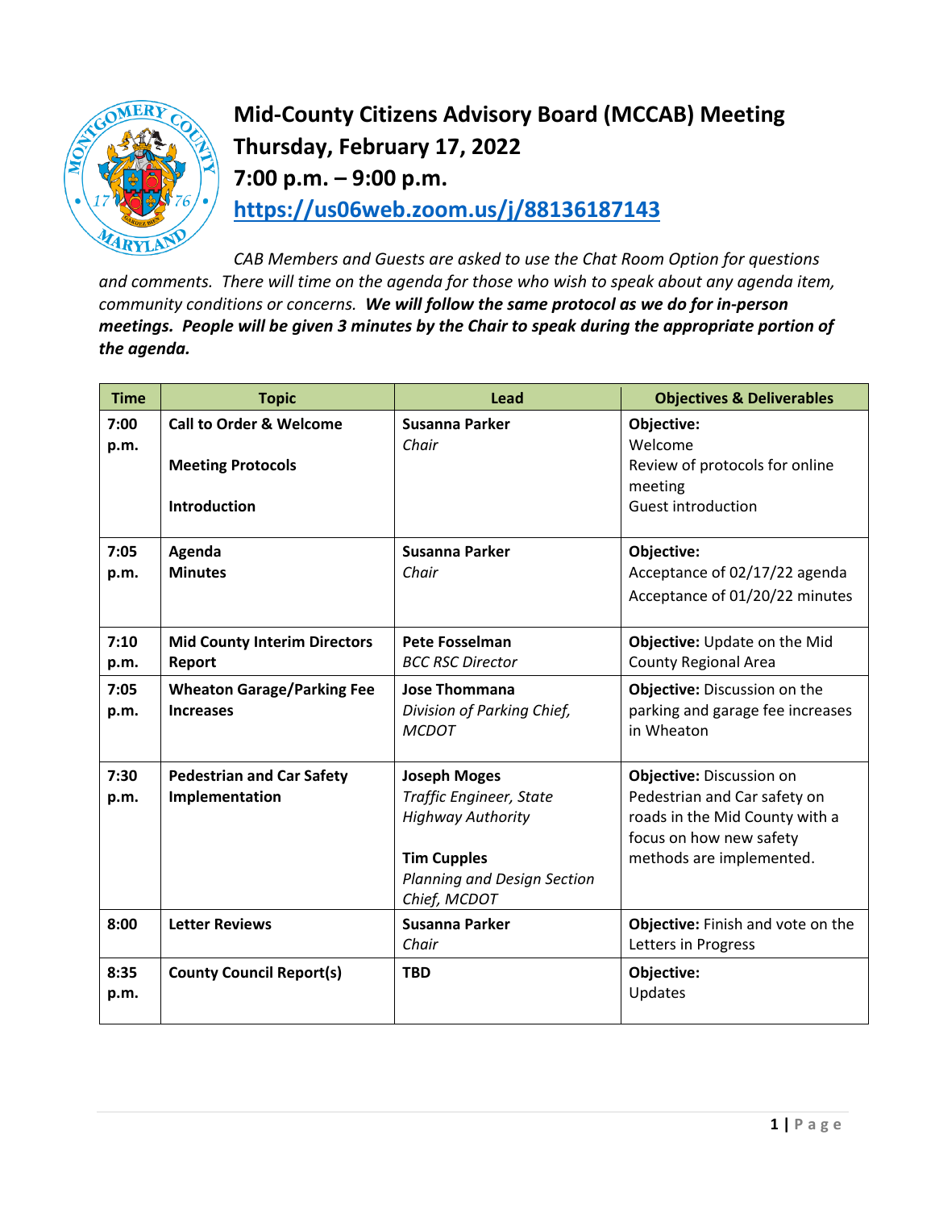# Mid-County Citizens Advisory Board (MCCAB) Meeting
## Thursday, February 17, 2022
## 7:00 p.m. – 9:00 p.m.
## https://us06web.zoom.us/j/88136187143

*CAB Members and Guests are asked to use the Chat Room Option for questions and comments. There will time on the agenda for those who wish to speak about any agenda item, community conditions or concerns.* ***We will follow the same protocol as we do for in-person meetings. People will be given 3 minutes by the Chair to speak during the appropriate portion of the agenda.***

| Time | Topic | Lead | Objectives & Deliverables |
|---|---|---|---|
| 7:00 p.m. | **Call to Order & Welcome**<br><br>**Meeting Protocols**<br><br>**Introduction** | **Susanna Parker**<br>*Chair* | **Objective:**<br>Welcome<br>Review of protocols for online meeting<br>Guest introduction |
| 7:05 p.m. | **Agenda**<br>**Minutes** | **Susanna Parker**<br>*Chair* | **Objective:**<br>Acceptance of 02/17/22 agenda<br>Acceptance of 01/20/22 minutes |
| 7:10 p.m. | **Mid County Interim Directors Report** | **Pete Fosselman**<br>*BCC RSC Director* | **Objective:** Update on the Mid County Regional Area |
| 7:05 p.m. | **Wheaton Garage/Parking Fee Increases** | **Jose Thommana**<br>*Division of Parking Chief, MCDOT* | **Objective:** Discussion on the parking and garage fee increases in Wheaton |
| 7:30 p.m. | **Pedestrian and Car Safety Implementation** | **Joseph Moges**<br>*Traffic Engineer, State Highway Authority*<br><br>**Tim Cupples**<br>*Planning and Design Section Chief, MCDOT* | **Objective:** Discussion on Pedestrian and Car safety on roads in the Mid County with a focus on how new safety methods are implemented. |
| 8:00 | **Letter Reviews** | **Susanna Parker**<br>*Chair* | **Objective:** Finish and vote on the Letters in Progress |
| 8:35 p.m. | **County Council Report(s)** | **TBD** | **Objective:**<br>Updates |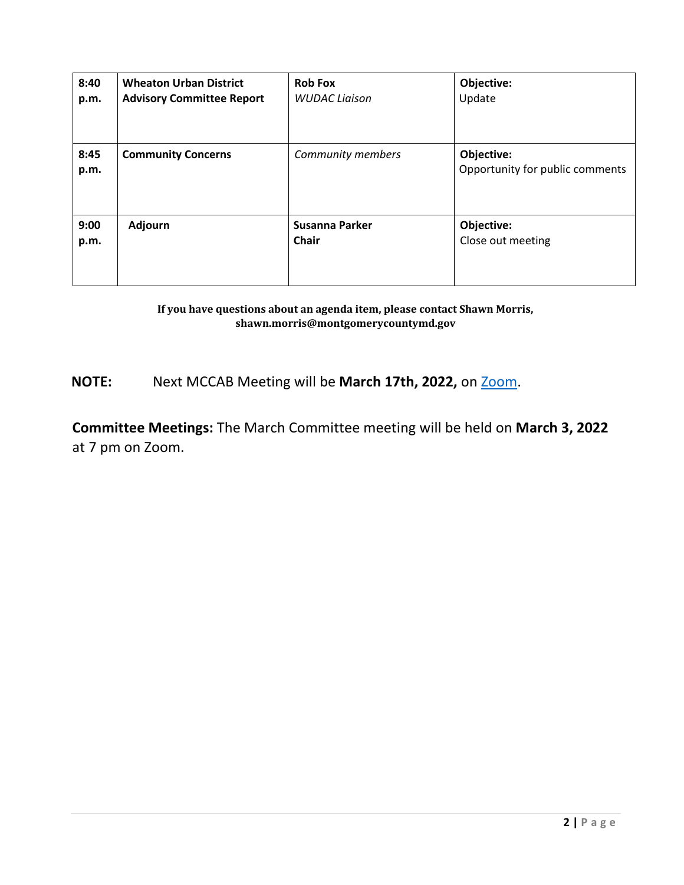| | | | |
|---|---|---|---|
| **8:40 p.m.** | **Wheaton Urban District Advisory Committee Report** | **Rob Fox**<br>*WUDAC Liaison* | **Objective:**<br>Update |
| **8:45 p.m.** | **Community Concerns** | *Community members* | **Objective:**<br>Opportunity for public comments |
| **9:00 p.m.** | **Adjourn** | **Susanna Parker**<br>**Chair** | **Objective:**<br>Close out meeting |

**If you have questions about an agenda item, please contact Shawn Morris, shawn.morris@montgomerycountymd.gov**

**NOTE:** Next MCCAB Meeting will be **March 17th, 2022,** on Zoom.

**Committee Meetings:** The March Committee meeting will be held on **March 3, 2022** at 7 pm on Zoom.